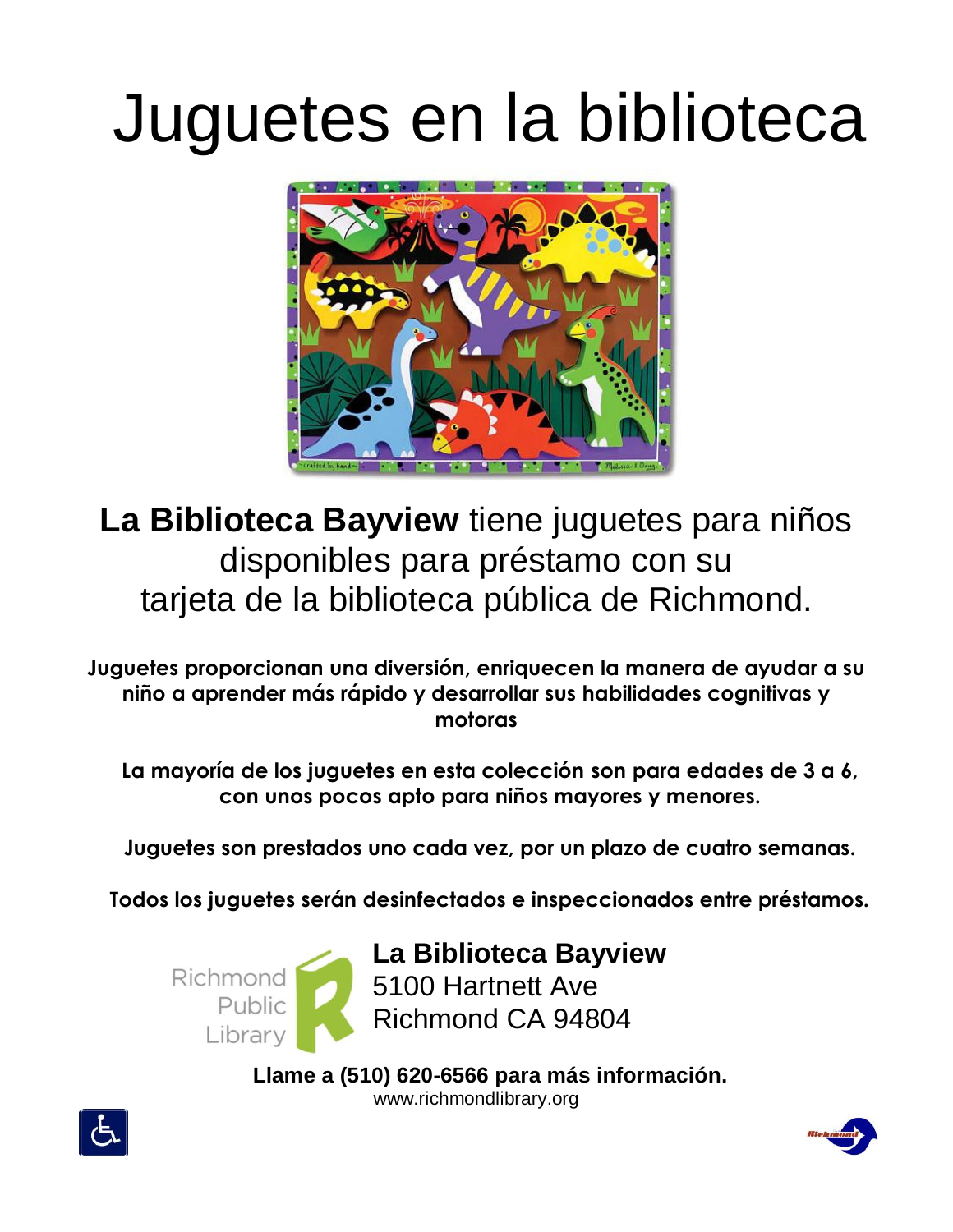# Juguetes en la biblioteca

**La Biblioteca Bayview** tiene juguetes para niños disponibles para préstamo con su tarjeta de la biblioteca pública de Richmond.

**Juguetes proporcionan una diversión, enriquecen la manera de ayudar a su niño a aprender más rápido y desarrollar sus habilidades cognitivas y motoras**

**La mayoría de los juguetes en esta colección son para edades de 3 a 6, con unos pocos apto para niños mayores y menores.**

**Juguetes son prestados uno cada vez, por un plazo de cuatro semanas.**

**Todos los juguetes serán desinfectados e inspeccionados entre préstamos.**

Richmond Public Library

**La Biblioteca Bayview**
5100 Hartnett Ave
Richmond CA 94804

**Llame a (510) 620-6566 para más información.**
www.richmondlibrary.org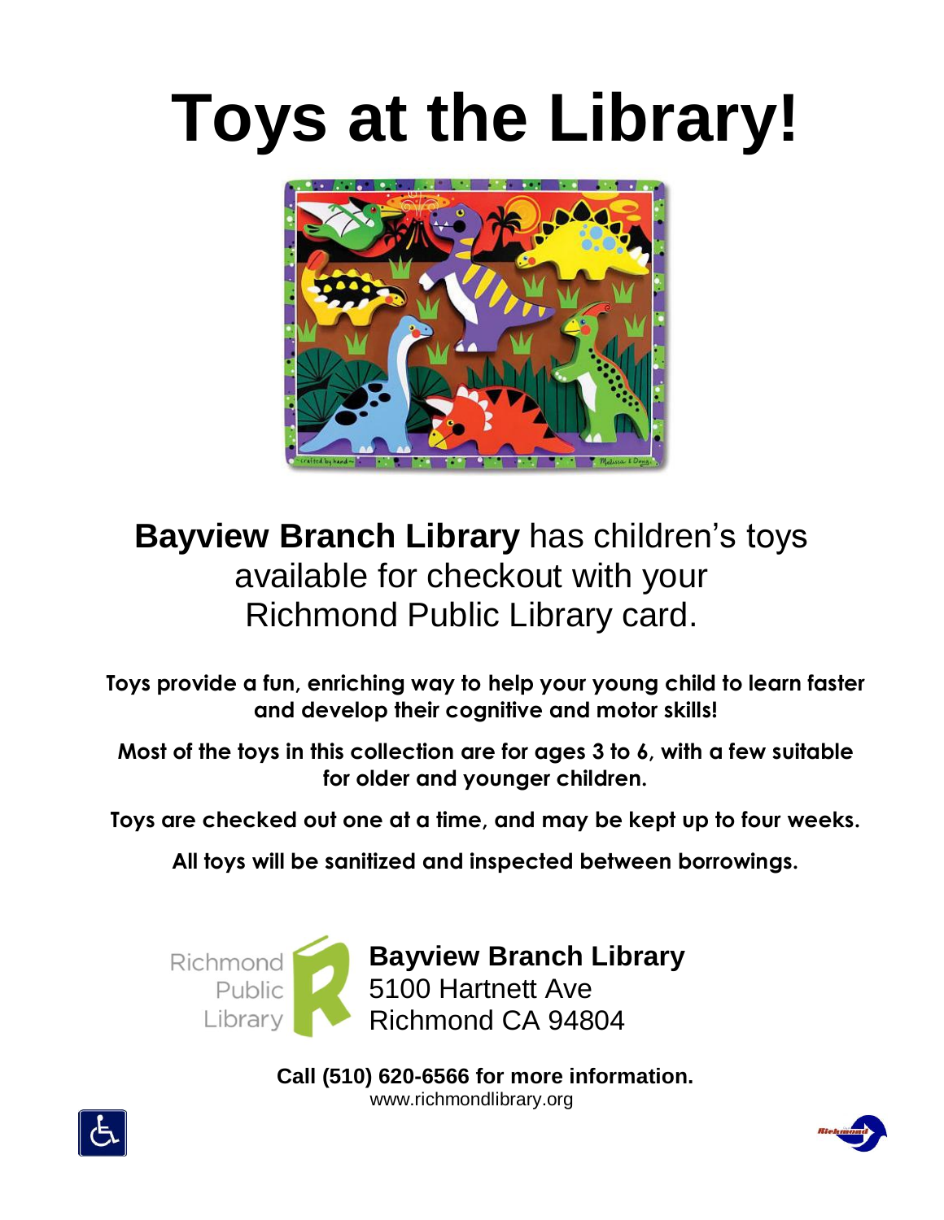# Toys at the Library!

**Bayview Branch Library** has children's toys available for checkout with your Richmond Public Library card.

**Toys provide a fun, enriching way to help your young child to learn faster and develop their cognitive and motor skills!**

**Most of the toys in this collection are for ages 3 to 6, with a few suitable for older and younger children.**

**Toys are checked out one at a time, and may be kept up to four weeks.**

**All toys will be sanitized and inspected between borrowings.**

Richmond Public Library

**Bayview Branch Library**
5100 Hartnett Ave
Richmond CA 94804

**Call (510) 620-6566 for more information.**
www.richmondlibrary.org